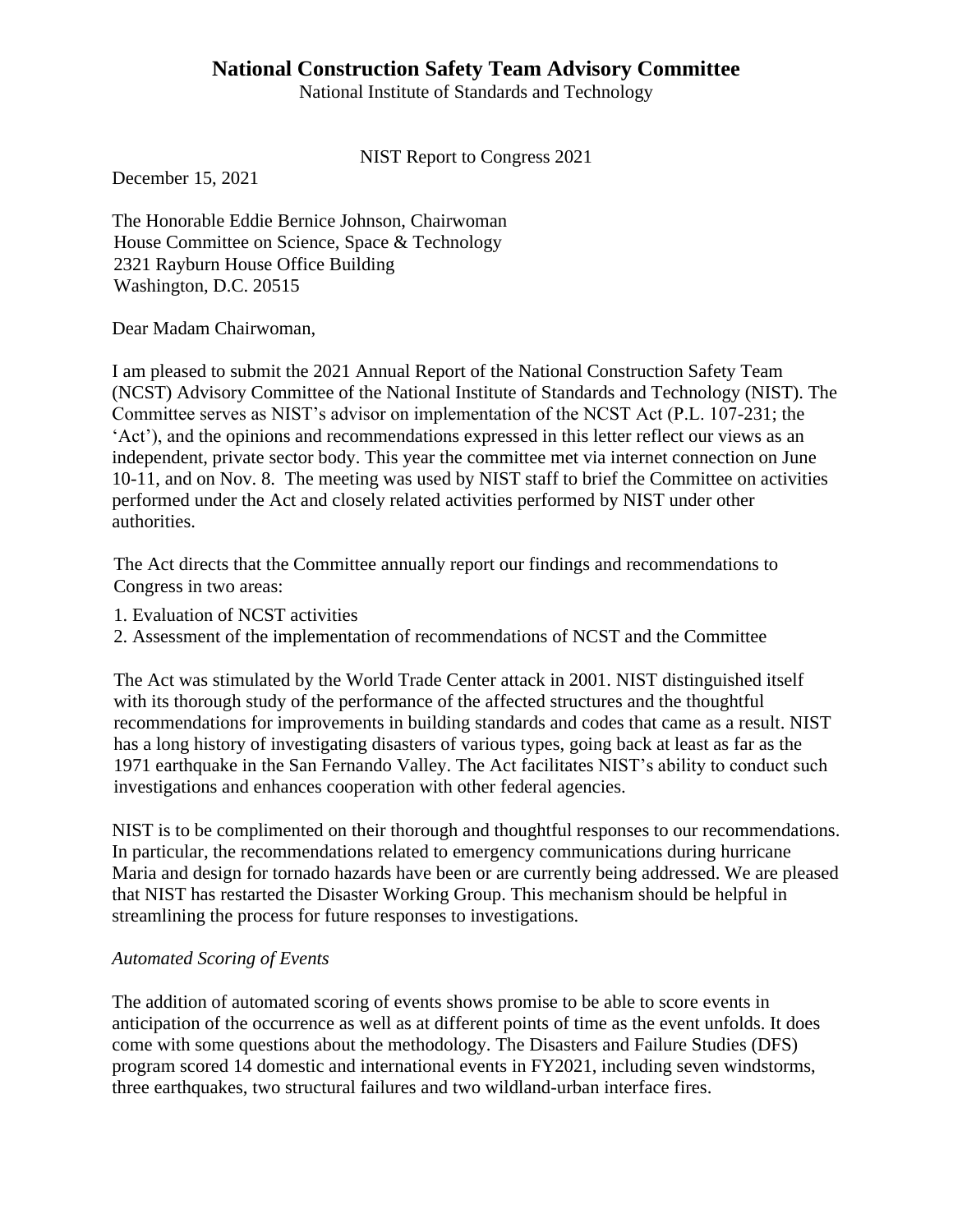# National Construction Safety Team Advisory Committee

National Institute of Standards and Technology

NIST Report to Congress 2021

December 15, 2021

The Honorable Eddie Bernice Johnson, Chairwoman
House Committee on Science, Space & Technology
2321 Rayburn House Office Building
Washington, D.C. 20515

Dear Madam Chairwoman,

I am pleased to submit the 2021 Annual Report of the National Construction Safety Team (NCST) Advisory Committee of the National Institute of Standards and Technology (NIST). The Committee serves as NIST's advisor on implementation of the NCST Act (P.L. 107-231; the 'Act'), and the opinions and recommendations expressed in this letter reflect our views as an independent, private sector body. This year the committee met via internet connection on June 10-11, and on Nov. 8. The meeting was used by NIST staff to brief the Committee on activities performed under the Act and closely related activities performed by NIST under other authorities.

The Act directs that the Committee annually report our findings and recommendations to Congress in two areas:

1. Evaluation of NCST activities
2. Assessment of the implementation of recommendations of NCST and the Committee

The Act was stimulated by the World Trade Center attack in 2001. NIST distinguished itself with its thorough study of the performance of the affected structures and the thoughtful recommendations for improvements in building standards and codes that came as a result. NIST has a long history of investigating disasters of various types, going back at least as far as the 1971 earthquake in the San Fernando Valley. The Act facilitates NIST's ability to conduct such investigations and enhances cooperation with other federal agencies.

NIST is to be complimented on their thorough and thoughtful responses to our recommendations. In particular, the recommendations related to emergency communications during hurricane Maria and design for tornado hazards have been or are currently being addressed. We are pleased that NIST has restarted the Disaster Working Group. This mechanism should be helpful in streamlining the process for future responses to investigations.

*Automated Scoring of Events*

The addition of automated scoring of events shows promise to be able to score events in anticipation of the occurrence as well as at different points of time as the event unfolds. It does come with some questions about the methodology. The Disasters and Failure Studies (DFS) program scored 14 domestic and international events in FY2021, including seven windstorms, three earthquakes, two structural failures and two wildland-urban interface fires.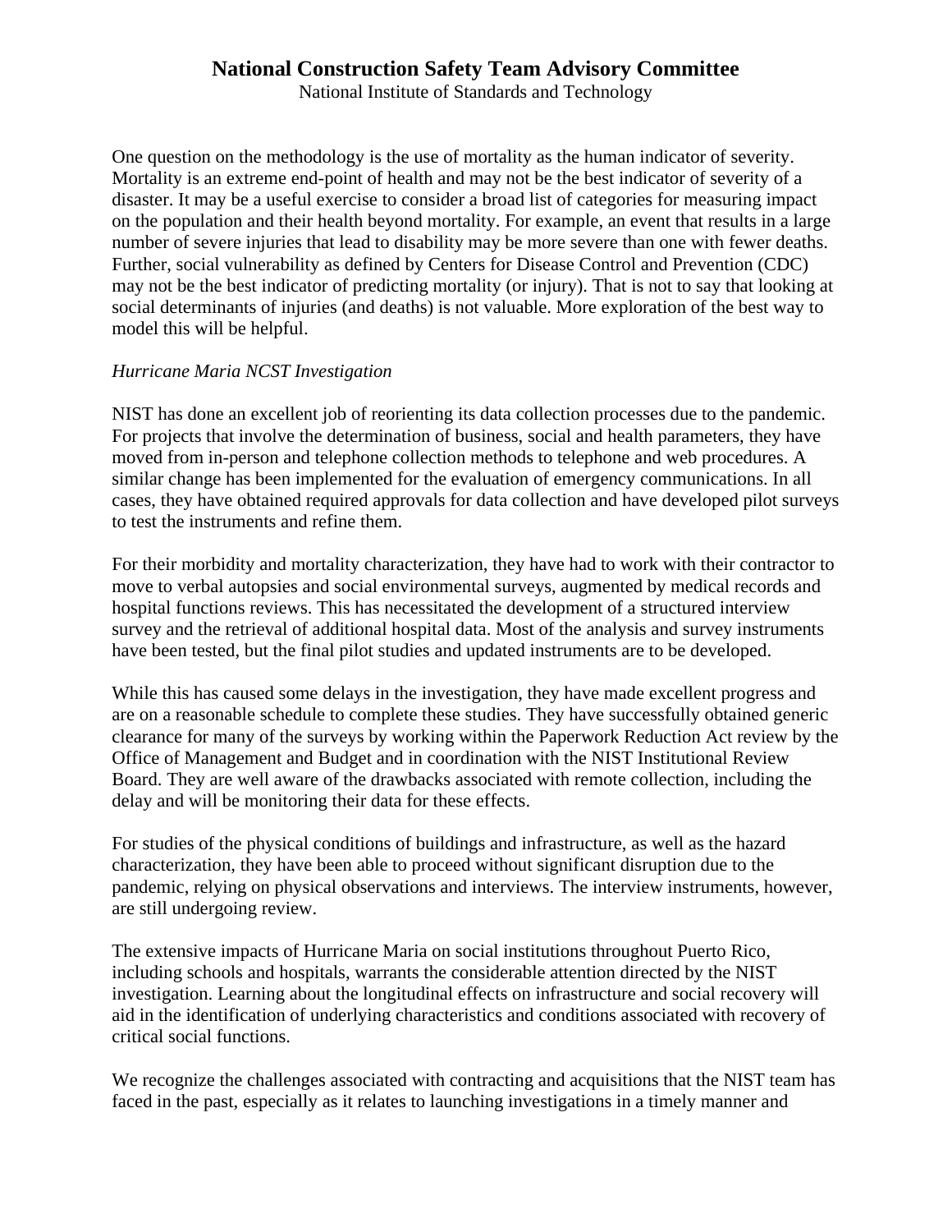One question on the methodology is the use of mortality as the human indicator of severity. Mortality is an extreme end-point of health and may not be the best indicator of severity of a disaster. It may be a useful exercise to consider a broad list of categories for measuring impact on the population and their health beyond mortality. For example, an event that results in a large number of severe injuries that lead to disability may be more severe than one with fewer deaths. Further, social vulnerability as defined by Centers for Disease Control and Prevention (CDC) may not be the best indicator of predicting mortality (or injury). That is not to say that looking at social determinants of injuries (and deaths) is not valuable. More exploration of the best way to model this will be helpful.

*Hurricane Maria NCST Investigation*

NIST has done an excellent job of reorienting its data collection processes due to the pandemic. For projects that involve the determination of business, social and health parameters, they have moved from in-person and telephone collection methods to telephone and web procedures. A similar change has been implemented for the evaluation of emergency communications. In all cases, they have obtained required approvals for data collection and have developed pilot surveys to test the instruments and refine them.

For their morbidity and mortality characterization, they have had to work with their contractor to move to verbal autopsies and social environmental surveys, augmented by medical records and hospital functions reviews. This has necessitated the development of a structured interview survey and the retrieval of additional hospital data. Most of the analysis and survey instruments have been tested, but the final pilot studies and updated instruments are to be developed.

While this has caused some delays in the investigation, they have made excellent progress and are on a reasonable schedule to complete these studies. They have successfully obtained generic clearance for many of the surveys by working within the Paperwork Reduction Act review by the Office of Management and Budget and in coordination with the NIST Institutional Review Board. They are well aware of the drawbacks associated with remote collection, including the delay and will be monitoring their data for these effects.

For studies of the physical conditions of buildings and infrastructure, as well as the hazard characterization, they have been able to proceed without significant disruption due to the pandemic, relying on physical observations and interviews. The interview instruments, however, are still undergoing review.

The extensive impacts of Hurricane Maria on social institutions throughout Puerto Rico, including schools and hospitals, warrants the considerable attention directed by the NIST investigation. Learning about the longitudinal effects on infrastructure and social recovery will aid in the identification of underlying characteristics and conditions associated with recovery of critical social functions.

We recognize the challenges associated with contracting and acquisitions that the NIST team has faced in the past, especially as it relates to launching investigations in a timely manner and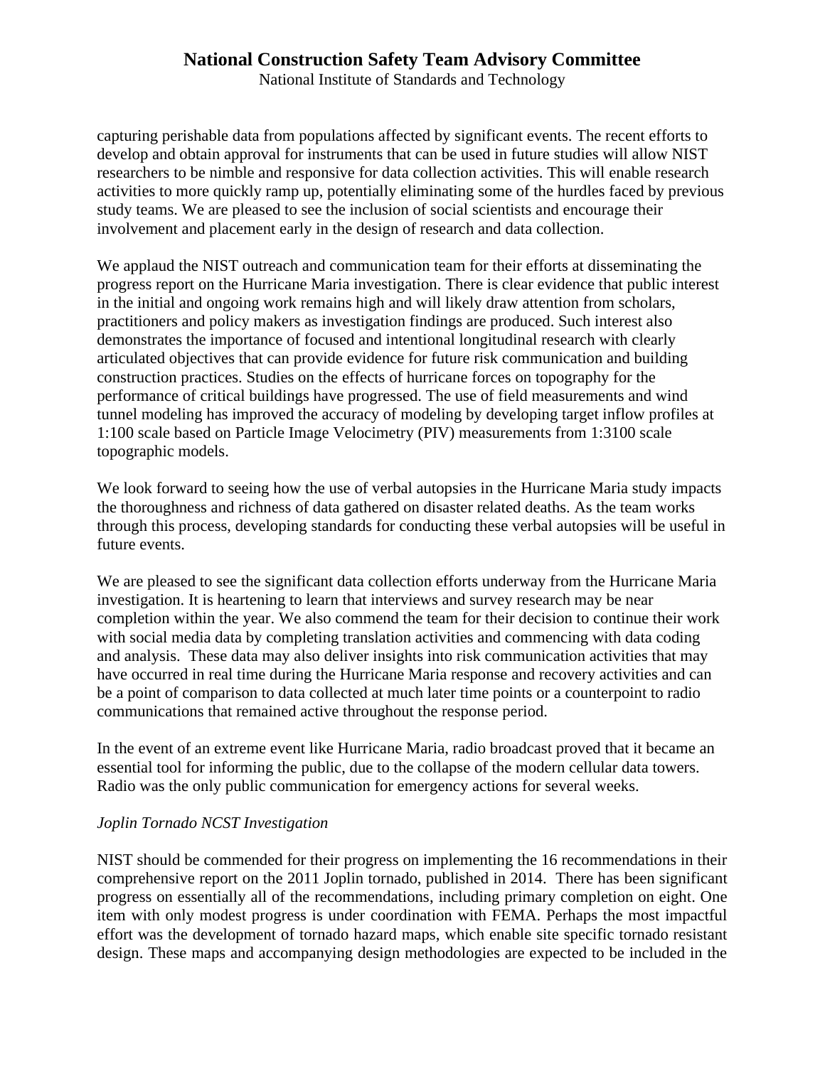capturing perishable data from populations affected by significant events. The recent efforts to develop and obtain approval for instruments that can be used in future studies will allow NIST researchers to be nimble and responsive for data collection activities. This will enable research activities to more quickly ramp up, potentially eliminating some of the hurdles faced by previous study teams. We are pleased to see the inclusion of social scientists and encourage their involvement and placement early in the design of research and data collection.

We applaud the NIST outreach and communication team for their efforts at disseminating the progress report on the Hurricane Maria investigation. There is clear evidence that public interest in the initial and ongoing work remains high and will likely draw attention from scholars, practitioners and policy makers as investigation findings are produced. Such interest also demonstrates the importance of focused and intentional longitudinal research with clearly articulated objectives that can provide evidence for future risk communication and building construction practices. Studies on the effects of hurricane forces on topography for the performance of critical buildings have progressed. The use of field measurements and wind tunnel modeling has improved the accuracy of modeling by developing target inflow profiles at 1:100 scale based on Particle Image Velocimetry (PIV) measurements from 1:3100 scale topographic models.

We look forward to seeing how the use of verbal autopsies in the Hurricane Maria study impacts the thoroughness and richness of data gathered on disaster related deaths. As the team works through this process, developing standards for conducting these verbal autopsies will be useful in future events.

We are pleased to see the significant data collection efforts underway from the Hurricane Maria investigation. It is heartening to learn that interviews and survey research may be near completion within the year. We also commend the team for their decision to continue their work with social media data by completing translation activities and commencing with data coding and analysis. These data may also deliver insights into risk communication activities that may have occurred in real time during the Hurricane Maria response and recovery activities and can be a point of comparison to data collected at much later time points or a counterpoint to radio communications that remained active throughout the response period.

In the event of an extreme event like Hurricane Maria, radio broadcast proved that it became an essential tool for informing the public, due to the collapse of the modern cellular data towers. Radio was the only public communication for emergency actions for several weeks.

*Joplin Tornado NCST Investigation*

NIST should be commended for their progress on implementing the 16 recommendations in their comprehensive report on the 2011 Joplin tornado, published in 2014. There has been significant progress on essentially all of the recommendations, including primary completion on eight. One item with only modest progress is under coordination with FEMA. Perhaps the most impactful effort was the development of tornado hazard maps, which enable site specific tornado resistant design. These maps and accompanying design methodologies are expected to be included in the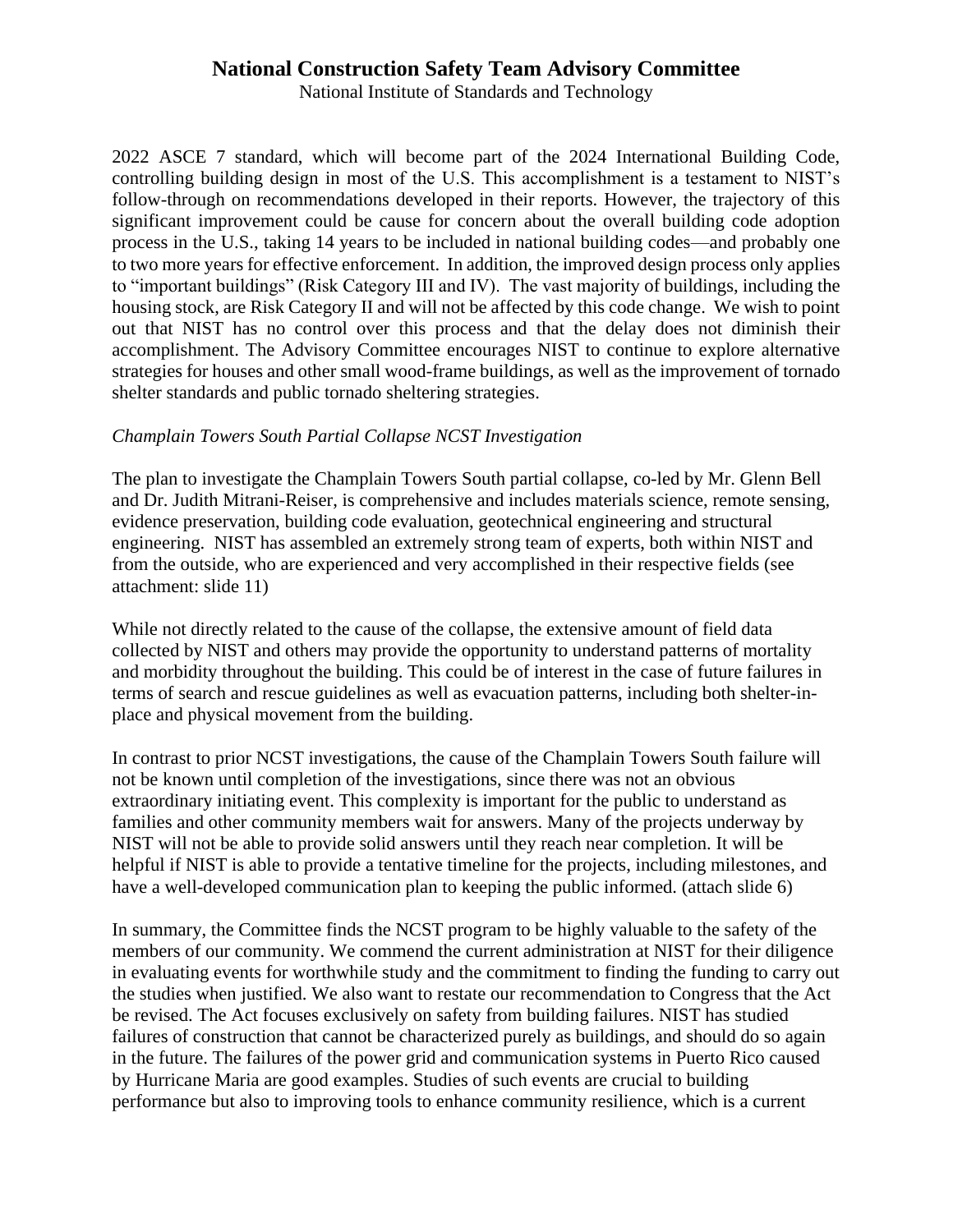2022 ASCE 7 standard, which will become part of the 2024 International Building Code, controlling building design in most of the U.S. This accomplishment is a testament to NIST's follow-through on recommendations developed in their reports. However, the trajectory of this significant improvement could be cause for concern about the overall building code adoption process in the U.S., taking 14 years to be included in national building codes—and probably one to two more years for effective enforcement. In addition, the improved design process only applies to "important buildings" (Risk Category III and IV). The vast majority of buildings, including the housing stock, are Risk Category II and will not be affected by this code change. We wish to point out that NIST has no control over this process and that the delay does not diminish their accomplishment. The Advisory Committee encourages NIST to continue to explore alternative strategies for houses and other small wood-frame buildings, as well as the improvement of tornado shelter standards and public tornado sheltering strategies.

*Champlain Towers South Partial Collapse NCST Investigation*

The plan to investigate the Champlain Towers South partial collapse, co-led by Mr. Glenn Bell and Dr. Judith Mitrani-Reiser, is comprehensive and includes materials science, remote sensing, evidence preservation, building code evaluation, geotechnical engineering and structural engineering. NIST has assembled an extremely strong team of experts, both within NIST and from the outside, who are experienced and very accomplished in their respective fields (see attachment: slide 11)

While not directly related to the cause of the collapse, the extensive amount of field data collected by NIST and others may provide the opportunity to understand patterns of mortality and morbidity throughout the building. This could be of interest in the case of future failures in terms of search and rescue guidelines as well as evacuation patterns, including both shelter-in-place and physical movement from the building.

In contrast to prior NCST investigations, the cause of the Champlain Towers South failure will not be known until completion of the investigations, since there was not an obvious extraordinary initiating event. This complexity is important for the public to understand as families and other community members wait for answers. Many of the projects underway by NIST will not be able to provide solid answers until they reach near completion. It will be helpful if NIST is able to provide a tentative timeline for the projects, including milestones, and have a well-developed communication plan to keeping the public informed. (attach slide 6)

In summary, the Committee finds the NCST program to be highly valuable to the safety of the members of our community. We commend the current administration at NIST for their diligence in evaluating events for worthwhile study and the commitment to finding the funding to carry out the studies when justified. We also want to restate our recommendation to Congress that the Act be revised. The Act focuses exclusively on safety from building failures. NIST has studied failures of construction that cannot be characterized purely as buildings, and should do so again in the future. The failures of the power grid and communication systems in Puerto Rico caused by Hurricane Maria are good examples. Studies of such events are crucial to building performance but also to improving tools to enhance community resilience, which is a current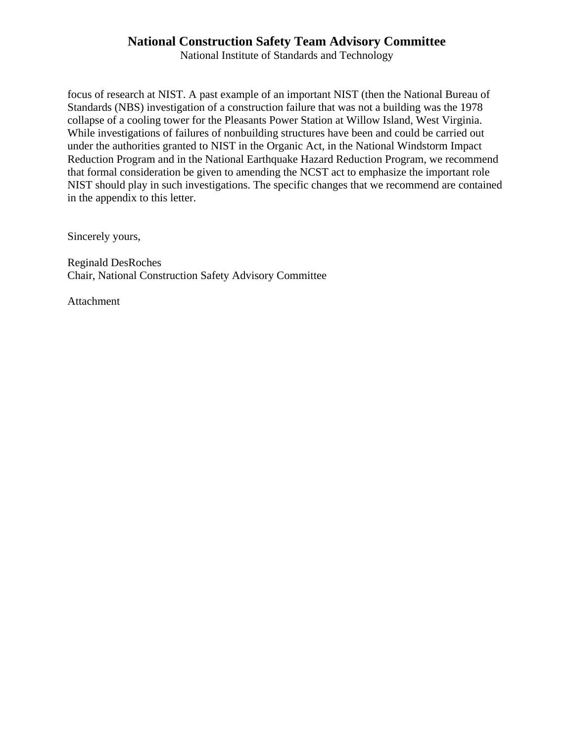focus of research at NIST. A past example of an important NIST (then the National Bureau of Standards (NBS) investigation of a construction failure that was not a building was the 1978 collapse of a cooling tower for the Pleasants Power Station at Willow Island, West Virginia. While investigations of failures of nonbuilding structures have been and could be carried out under the authorities granted to NIST in the Organic Act, in the National Windstorm Impact Reduction Program and in the National Earthquake Hazard Reduction Program, we recommend that formal consideration be given to amending the NCST act to emphasize the important role NIST should play in such investigations. The specific changes that we recommend are contained in the appendix to this letter.

Sincerely yours,

Reginald DesRoches  
Chair, National Construction Safety Advisory Committee

Attachment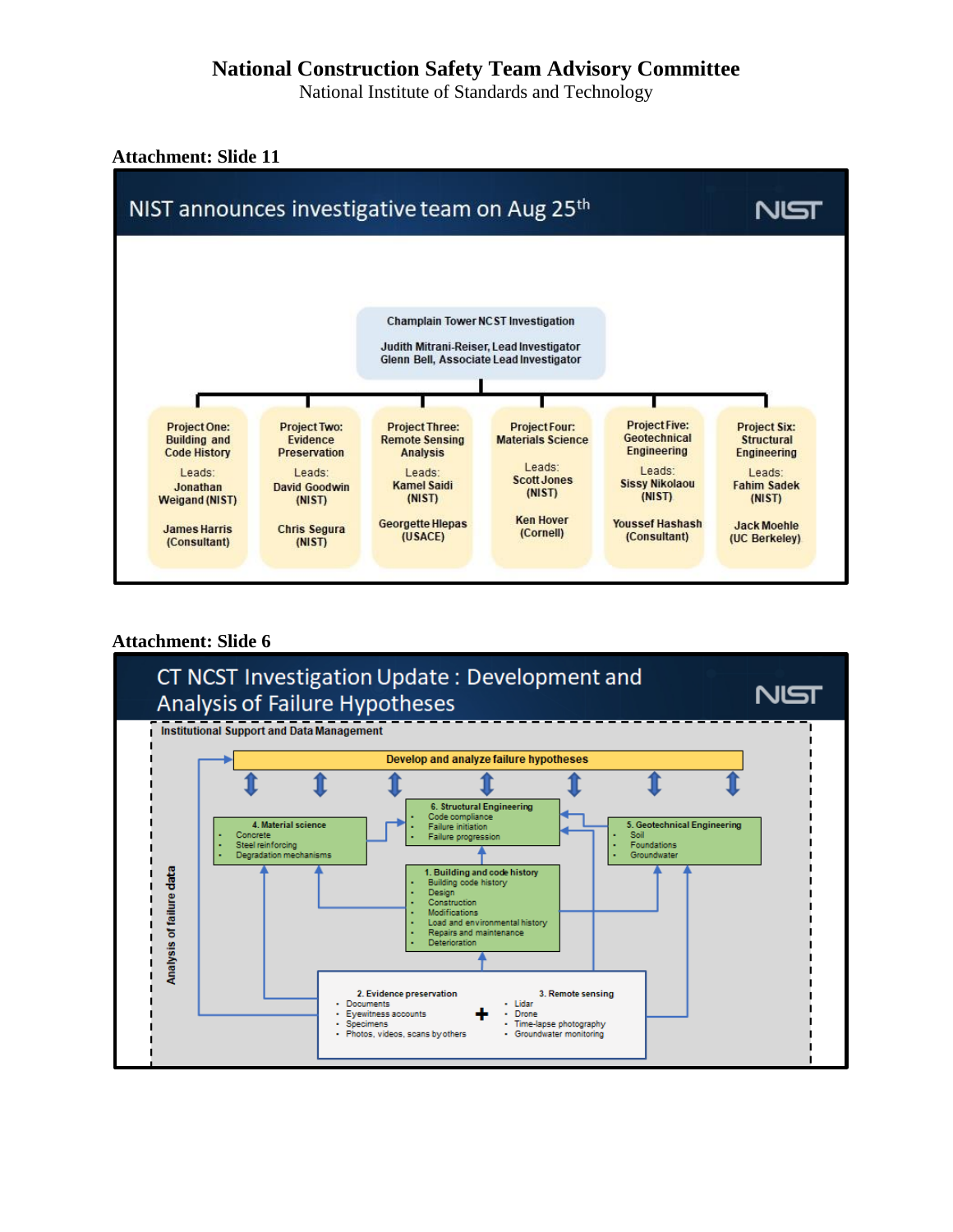# National Construction Safety Team Advisory Committee

National Institute of Standards and Technology

**Attachment: Slide 11**

NIST announces investigative team on Aug 25th

NIST

Champlain Tower NCST Investigation

Judith Mitrani-Reiser, Lead Investigator
Glenn Bell, Associate Lead Investigator

Project One: Building and Code History
Leads:
Jonathan Weigand (NIST)
James Harris (Consultant)

Project Two: Evidence Preservation
Leads:
David Goodwin (NIST)
Chris Segura (NIST)

Project Three: Remote Sensing Analysis
Leads:
Kamel Saidi (NIST)
Georgette Hlepas (USACE)

Project Four: Materials Science
Leads:
Scott Jones (NIST)
Ken Hover (Cornell)

Project Five: Geotechnical Engineering
Leads:
Sissy Nikolaou (NIST)
Youssef Hashash (Consultant)

Project Six: Structural Engineering
Leads:
Fahim Sadek (NIST)
Jack Moehle (UC Berkeley)

**Attachment: Slide 6**

CT NCST Investigation Update : Development and Analysis of Failure Hypotheses

NIST

Institutional Support and Data Management

Analysis of failure data

Develop and analyze failure hypotheses

6. Structural Engineering
- Code compliance
- Failure initiation
- Failure progression

4. Material science
- Concrete
- Steel reinforcing
- Degradation mechanisms

5. Geotechnical Engineering
- Soil
- Foundations
- Groundwater

1. Building and code history
- Building code history
- Design
- Construction
- Modifications
- Load and environmental history
- Repairs and maintenance
- Deterioration

2. Evidence preservation
- Documents
- Eyewitness accounts
- Specimens
- Photos, videos, scans by others

+

3. Remote sensing
- Lidar
- Drone
- Time-lapse photography
- Groundwater monitoring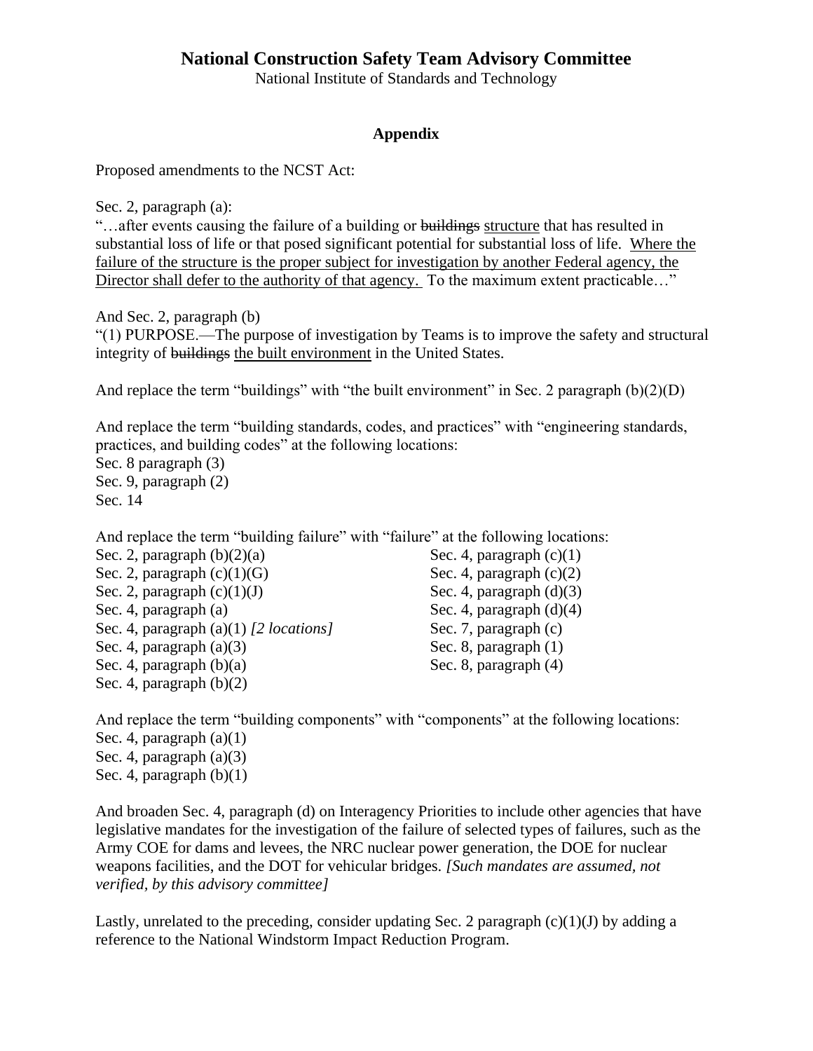# National Construction Safety Team Advisory Committee

National Institute of Standards and Technology

## Appendix

Proposed amendments to the NCST Act:

Sec. 2, paragraph (a):

"…after events causing the failure of a building or ~~buildings~~ <u>structure</u> that has resulted in substantial loss of life or that posed significant potential for substantial loss of life. <u>Where the failure of the structure is the proper subject for investigation by another Federal agency, the Director shall defer to the authority of that agency.</u> To the maximum extent practicable…"

And Sec. 2, paragraph (b)

"(1) PURPOSE.—The purpose of investigation by Teams is to improve the safety and structural integrity of ~~buildings~~ <u>the built environment</u> in the United States.

And replace the term "buildings" with "the built environment" in Sec. 2 paragraph (b)(2)(D)

And replace the term "building standards, codes, and practices" with "engineering standards, practices, and building codes" at the following locations:

Sec. 8 paragraph (3)
Sec. 9, paragraph (2)
Sec. 14

And replace the term "building failure" with "failure" at the following locations:

Sec. 2, paragraph (b)(2)(a)
Sec. 2, paragraph (c)(1)(G)
Sec. 2, paragraph (c)(1)(J)
Sec. 4, paragraph (a)
Sec. 4, paragraph (a)(1) *[2 locations]*
Sec. 4, paragraph (a)(3)
Sec. 4, paragraph (b)(a)
Sec. 4, paragraph (b)(2)
Sec. 4, paragraph (c)(1)
Sec. 4, paragraph (c)(2)
Sec. 4, paragraph (d)(3)
Sec. 4, paragraph (d)(4)
Sec. 7, paragraph (c)
Sec. 8, paragraph (1)
Sec. 8, paragraph (4)

And replace the term "building components" with "components" at the following locations:

Sec. 4, paragraph (a)(1)
Sec. 4, paragraph (a)(3)
Sec. 4, paragraph (b)(1)

And broaden Sec. 4, paragraph (d) on Interagency Priorities to include other agencies that have legislative mandates for the investigation of the failure of selected types of failures, such as the Army COE for dams and levees, the NRC nuclear power generation, the DOE for nuclear weapons facilities, and the DOT for vehicular bridges. *[Such mandates are assumed, not verified, by this advisory committee]*

Lastly, unrelated to the preceding, consider updating Sec. 2 paragraph (c)(1)(J) by adding a reference to the National Windstorm Impact Reduction Program.